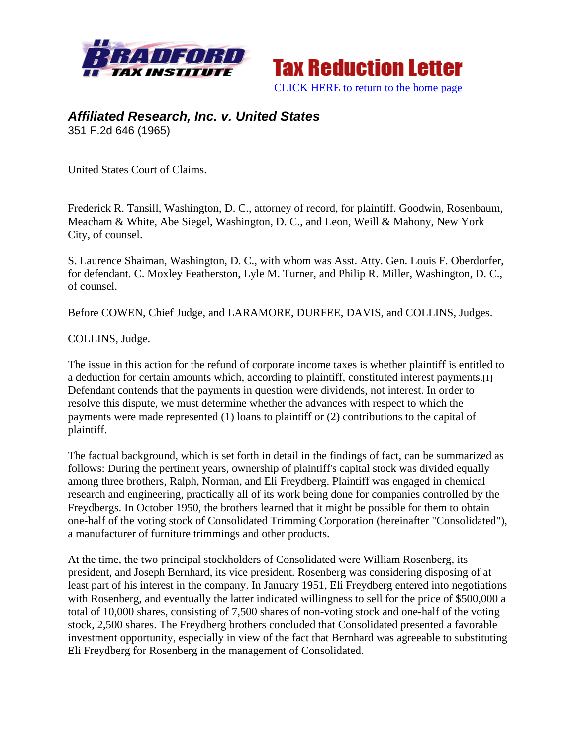Bradford Tax Institute

Tax Reduction Letter

CLICK HERE to return to the home page

# *Affiliated Research, Inc. v. United States*

351 F.2d 646 (1965)

United States Court of Claims.

Frederick R. Tansill, Washington, D. C., attorney of record, for plaintiff. Goodwin, Rosenbaum, Meacham & White, Abe Siegel, Washington, D. C., and Leon, Weill & Mahony, New York City, of counsel.

S. Laurence Shaiman, Washington, D. C., with whom was Asst. Atty. Gen. Louis F. Oberdorfer, for defendant. C. Moxley Featherston, Lyle M. Turner, and Philip R. Miller, Washington, D. C., of counsel.

Before COWEN, Chief Judge, and LARAMORE, DURFEE, DAVIS, and COLLINS, Judges.

COLLINS, Judge.

The issue in this action for the refund of corporate income taxes is whether plaintiff is entitled to a deduction for certain amounts which, according to plaintiff, constituted interest payments.[1] Defendant contends that the payments in question were dividends, not interest. In order to resolve this dispute, we must determine whether the advances with respect to which the payments were made represented (1) loans to plaintiff or (2) contributions to the capital of plaintiff.

The factual background, which is set forth in detail in the findings of fact, can be summarized as follows: During the pertinent years, ownership of plaintiff's capital stock was divided equally among three brothers, Ralph, Norman, and Eli Freydberg. Plaintiff was engaged in chemical research and engineering, practically all of its work being done for companies controlled by the Freydbergs. In October 1950, the brothers learned that it might be possible for them to obtain one-half of the voting stock of Consolidated Trimming Corporation (hereinafter "Consolidated"), a manufacturer of furniture trimmings and other products.

At the time, the two principal stockholders of Consolidated were William Rosenberg, its president, and Joseph Bernhard, its vice president. Rosenberg was considering disposing of at least part of his interest in the company. In January 1951, Eli Freydberg entered into negotiations with Rosenberg, and eventually the latter indicated willingness to sell for the price of $500,000 a total of 10,000 shares, consisting of 7,500 shares of non-voting stock and one-half of the voting stock, 2,500 shares. The Freydberg brothers concluded that Consolidated presented a favorable investment opportunity, especially in view of the fact that Bernhard was agreeable to substituting Eli Freydberg for Rosenberg in the management of Consolidated.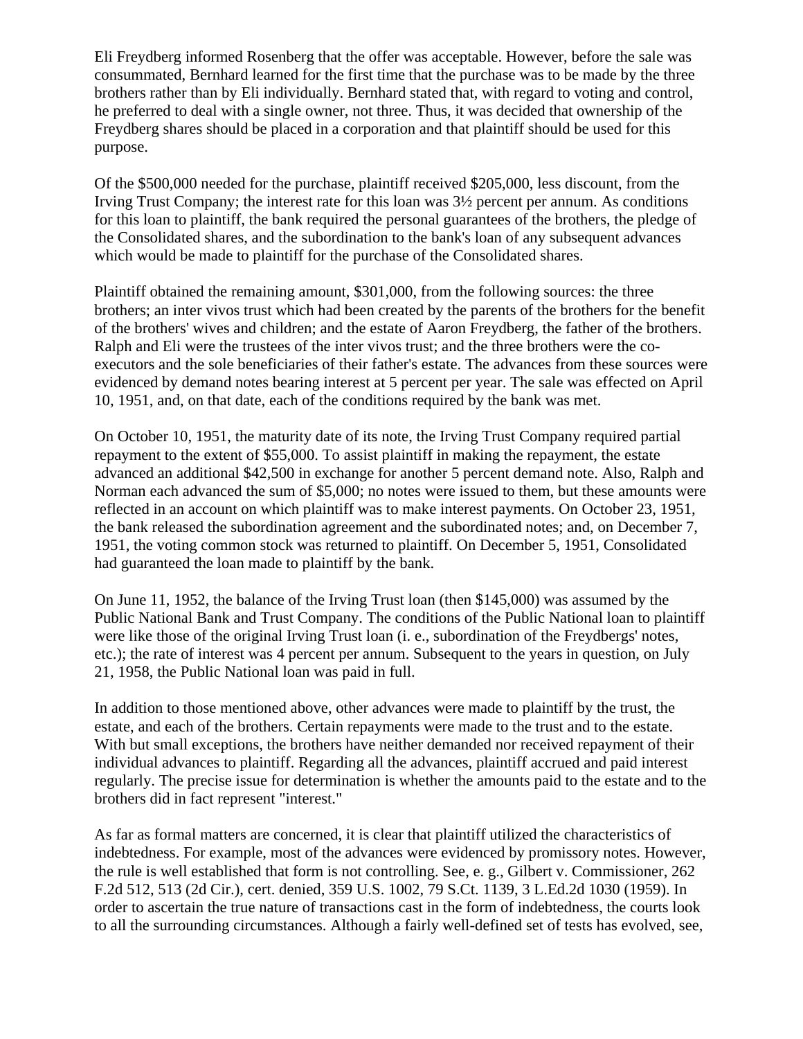Eli Freydberg informed Rosenberg that the offer was acceptable. However, before the sale was consummated, Bernhard learned for the first time that the purchase was to be made by the three brothers rather than by Eli individually. Bernhard stated that, with regard to voting and control, he preferred to deal with a single owner, not three. Thus, it was decided that ownership of the Freydberg shares should be placed in a corporation and that plaintiff should be used for this purpose.

Of the \$500,000 needed for the purchase, plaintiff received \$205,000, less discount, from the Irving Trust Company; the interest rate for this loan was 3½ percent per annum. As conditions for this loan to plaintiff, the bank required the personal guarantees of the brothers, the pledge of the Consolidated shares, and the subordination to the bank's loan of any subsequent advances which would be made to plaintiff for the purchase of the Consolidated shares.

Plaintiff obtained the remaining amount, \$301,000, from the following sources: the three brothers; an inter vivos trust which had been created by the parents of the brothers for the benefit of the brothers' wives and children; and the estate of Aaron Freydberg, the father of the brothers. Ralph and Eli were the trustees of the inter vivos trust; and the three brothers were the co-executors and the sole beneficiaries of their father's estate. The advances from these sources were evidenced by demand notes bearing interest at 5 percent per year. The sale was effected on April 10, 1951, and, on that date, each of the conditions required by the bank was met.

On October 10, 1951, the maturity date of its note, the Irving Trust Company required partial repayment to the extent of \$55,000. To assist plaintiff in making the repayment, the estate advanced an additional \$42,500 in exchange for another 5 percent demand note. Also, Ralph and Norman each advanced the sum of \$5,000; no notes were issued to them, but these amounts were reflected in an account on which plaintiff was to make interest payments. On October 23, 1951, the bank released the subordination agreement and the subordinated notes; and, on December 7, 1951, the voting common stock was returned to plaintiff. On December 5, 1951, Consolidated had guaranteed the loan made to plaintiff by the bank.

On June 11, 1952, the balance of the Irving Trust loan (then \$145,000) was assumed by the Public National Bank and Trust Company. The conditions of the Public National loan to plaintiff were like those of the original Irving Trust loan (i. e., subordination of the Freydbergs' notes, etc.); the rate of interest was 4 percent per annum. Subsequent to the years in question, on July 21, 1958, the Public National loan was paid in full.

In addition to those mentioned above, other advances were made to plaintiff by the trust, the estate, and each of the brothers. Certain repayments were made to the trust and to the estate. With but small exceptions, the brothers have neither demanded nor received repayment of their individual advances to plaintiff. Regarding all the advances, plaintiff accrued and paid interest regularly. The precise issue for determination is whether the amounts paid to the estate and to the brothers did in fact represent "interest."

As far as formal matters are concerned, it is clear that plaintiff utilized the characteristics of indebtedness. For example, most of the advances were evidenced by promissory notes. However, the rule is well established that form is not controlling. See, e. g., Gilbert v. Commissioner, 262 F.2d 512, 513 (2d Cir.), cert. denied, 359 U.S. 1002, 79 S.Ct. 1139, 3 L.Ed.2d 1030 (1959). In order to ascertain the true nature of transactions cast in the form of indebtedness, the courts look to all the surrounding circumstances. Although a fairly well-defined set of tests has evolved, see,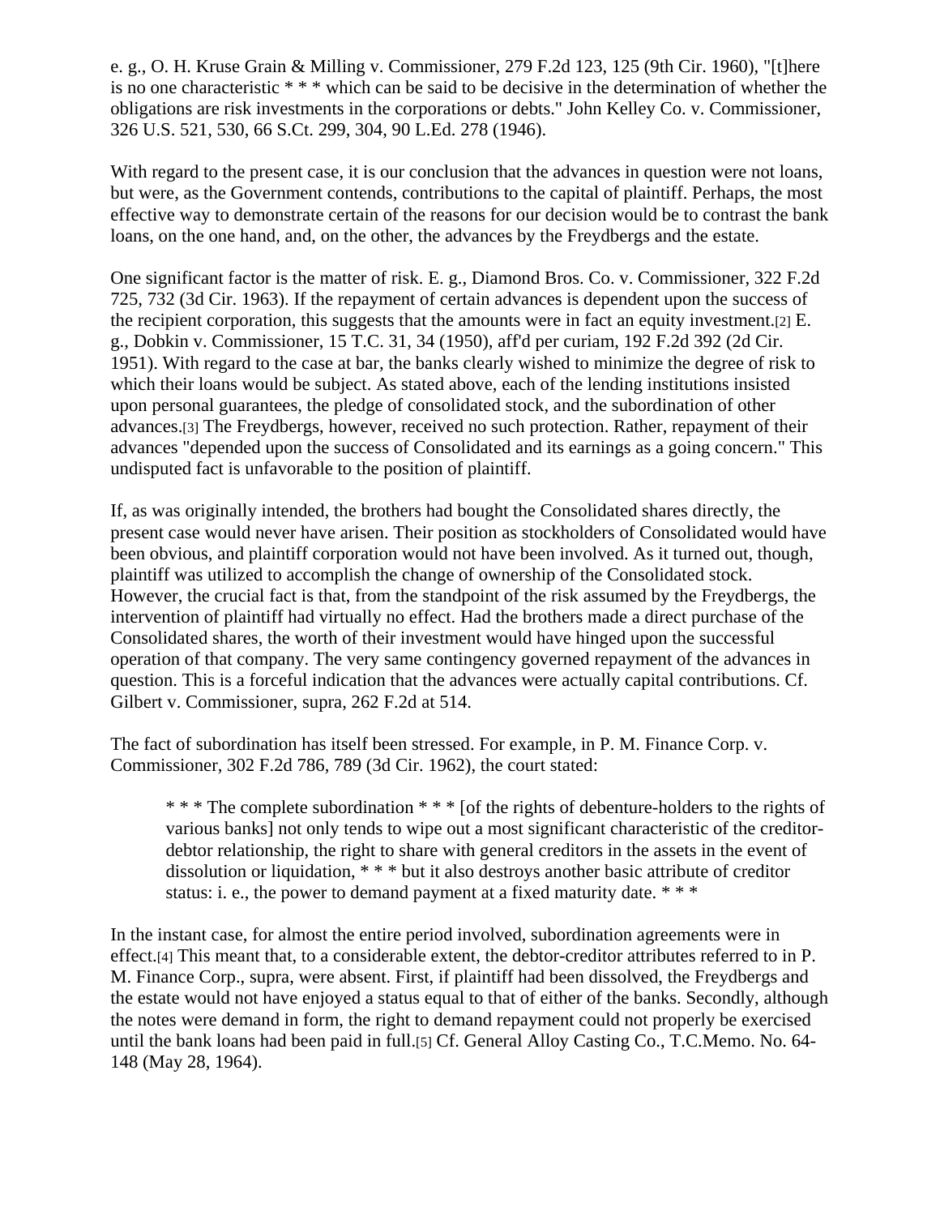e. g., O. H. Kruse Grain & Milling v. Commissioner, 279 F.2d 123, 125 (9th Cir. 1960), "[t]here is no one characteristic * * * which can be said to be decisive in the determination of whether the obligations are risk investments in the corporations or debts." John Kelley Co. v. Commissioner, 326 U.S. 521, 530, 66 S.Ct. 299, 304, 90 L.Ed. 278 (1946).

With regard to the present case, it is our conclusion that the advances in question were not loans, but were, as the Government contends, contributions to the capital of plaintiff. Perhaps, the most effective way to demonstrate certain of the reasons for our decision would be to contrast the bank loans, on the one hand, and, on the other, the advances by the Freydbergs and the estate.

One significant factor is the matter of risk. E. g., Diamond Bros. Co. v. Commissioner, 322 F.2d 725, 732 (3d Cir. 1963). If the repayment of certain advances is dependent upon the success of the recipient corporation, this suggests that the amounts were in fact an equity investment.[2] E. g., Dobkin v. Commissioner, 15 T.C. 31, 34 (1950), aff'd per curiam, 192 F.2d 392 (2d Cir. 1951). With regard to the case at bar, the banks clearly wished to minimize the degree of risk to which their loans would be subject. As stated above, each of the lending institutions insisted upon personal guarantees, the pledge of consolidated stock, and the subordination of other advances.[3] The Freydbergs, however, received no such protection. Rather, repayment of their advances "depended upon the success of Consolidated and its earnings as a going concern." This undisputed fact is unfavorable to the position of plaintiff.

If, as was originally intended, the brothers had bought the Consolidated shares directly, the present case would never have arisen. Their position as stockholders of Consolidated would have been obvious, and plaintiff corporation would not have been involved. As it turned out, though, plaintiff was utilized to accomplish the change of ownership of the Consolidated stock. However, the crucial fact is that, from the standpoint of the risk assumed by the Freydbergs, the intervention of plaintiff had virtually no effect. Had the brothers made a direct purchase of the Consolidated shares, the worth of their investment would have hinged upon the successful operation of that company. The very same contingency governed repayment of the advances in question. This is a forceful indication that the advances were actually capital contributions. Cf. Gilbert v. Commissioner, supra, 262 F.2d at 514.

The fact of subordination has itself been stressed. For example, in P. M. Finance Corp. v. Commissioner, 302 F.2d 786, 789 (3d Cir. 1962), the court stated:

> * * * The complete subordination * * * [of the rights of debenture-holders to the rights of various banks] not only tends to wipe out a most significant characteristic of the creditor-debtor relationship, the right to share with general creditors in the assets in the event of dissolution or liquidation, * * * but it also destroys another basic attribute of creditor status: i. e., the power to demand payment at a fixed maturity date. * * *

In the instant case, for almost the entire period involved, subordination agreements were in effect.[4] This meant that, to a considerable extent, the debtor-creditor attributes referred to in P. M. Finance Corp., supra, were absent. First, if plaintiff had been dissolved, the Freydbergs and the estate would not have enjoyed a status equal to that of either of the banks. Secondly, although the notes were demand in form, the right to demand repayment could not properly be exercised until the bank loans had been paid in full.[5] Cf. General Alloy Casting Co., T.C.Memo. No. 64-148 (May 28, 1964).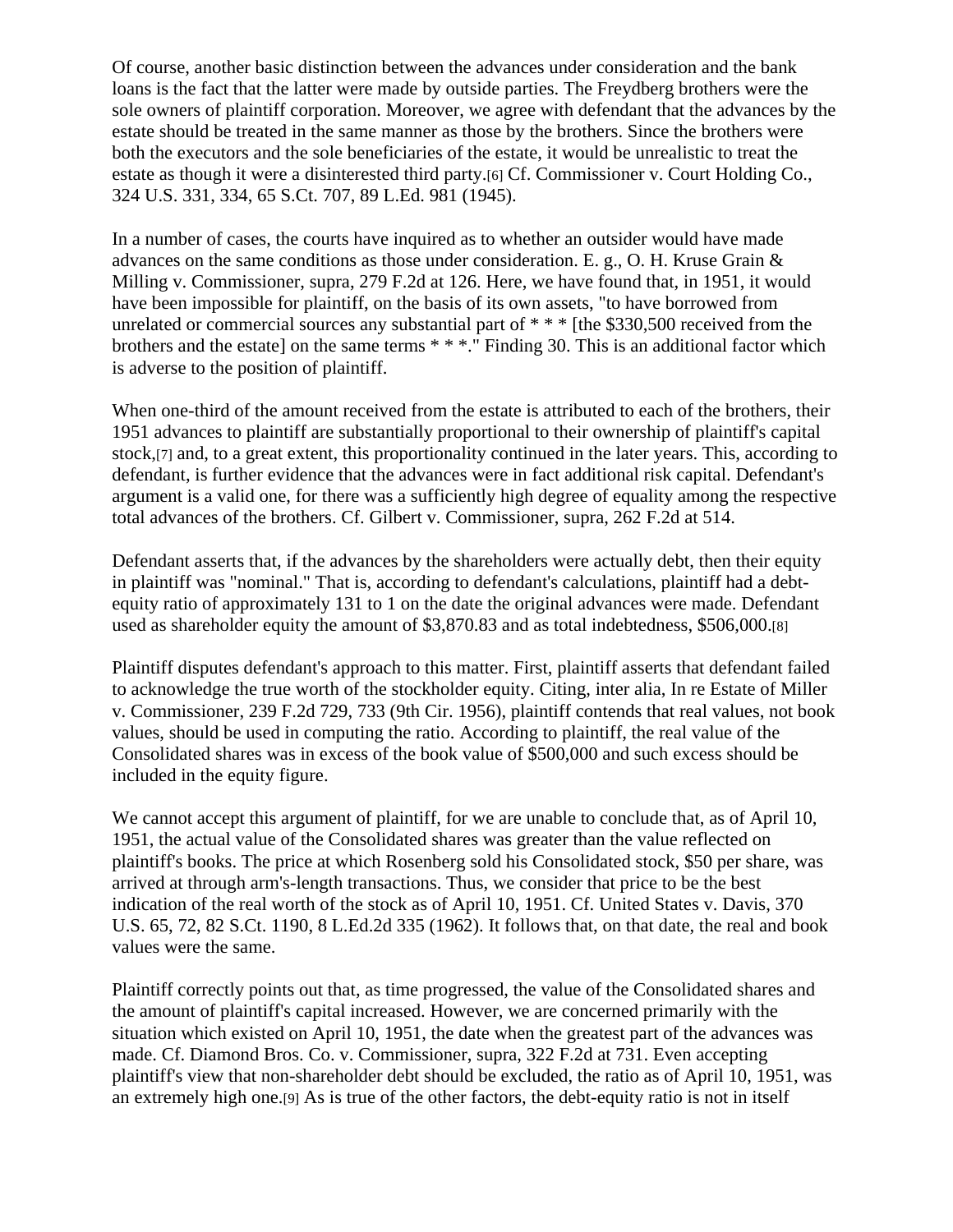Of course, another basic distinction between the advances under consideration and the bank loans is the fact that the latter were made by outside parties. The Freydberg brothers were the sole owners of plaintiff corporation. Moreover, we agree with defendant that the advances by the estate should be treated in the same manner as those by the brothers. Since the brothers were both the executors and the sole beneficiaries of the estate, it would be unrealistic to treat the estate as though it were a disinterested third party.[6] Cf. Commissioner v. Court Holding Co., 324 U.S. 331, 334, 65 S.Ct. 707, 89 L.Ed. 981 (1945).

In a number of cases, the courts have inquired as to whether an outsider would have made advances on the same conditions as those under consideration. E. g., O. H. Kruse Grain & Milling v. Commissioner, supra, 279 F.2d at 126. Here, we have found that, in 1951, it would have been impossible for plaintiff, on the basis of its own assets, "to have borrowed from unrelated or commercial sources any substantial part of * * * [the $330,500 received from the brothers and the estate] on the same terms * * *." Finding 30. This is an additional factor which is adverse to the position of plaintiff.

When one-third of the amount received from the estate is attributed to each of the brothers, their 1951 advances to plaintiff are substantially proportional to their ownership of plaintiff's capital stock,[7] and, to a great extent, this proportionality continued in the later years. This, according to defendant, is further evidence that the advances were in fact additional risk capital. Defendant's argument is a valid one, for there was a sufficiently high degree of equality among the respective total advances of the brothers. Cf. Gilbert v. Commissioner, supra, 262 F.2d at 514.

Defendant asserts that, if the advances by the shareholders were actually debt, then their equity in plaintiff was "nominal." That is, according to defendant's calculations, plaintiff had a debt-equity ratio of approximately 131 to 1 on the date the original advances were made. Defendant used as shareholder equity the amount of $3,870.83 and as total indebtedness, $506,000.[8]

Plaintiff disputes defendant's approach to this matter. First, plaintiff asserts that defendant failed to acknowledge the true worth of the stockholder equity. Citing, inter alia, In re Estate of Miller v. Commissioner, 239 F.2d 729, 733 (9th Cir. 1956), plaintiff contends that real values, not book values, should be used in computing the ratio. According to plaintiff, the real value of the Consolidated shares was in excess of the book value of $500,000 and such excess should be included in the equity figure.

We cannot accept this argument of plaintiff, for we are unable to conclude that, as of April 10, 1951, the actual value of the Consolidated shares was greater than the value reflected on plaintiff's books. The price at which Rosenberg sold his Consolidated stock, $50 per share, was arrived at through arm's-length transactions. Thus, we consider that price to be the best indication of the real worth of the stock as of April 10, 1951. Cf. United States v. Davis, 370 U.S. 65, 72, 82 S.Ct. 1190, 8 L.Ed.2d 335 (1962). It follows that, on that date, the real and book values were the same.

Plaintiff correctly points out that, as time progressed, the value of the Consolidated shares and the amount of plaintiff's capital increased. However, we are concerned primarily with the situation which existed on April 10, 1951, the date when the greatest part of the advances was made. Cf. Diamond Bros. Co. v. Commissioner, supra, 322 F.2d at 731. Even accepting plaintiff's view that non-shareholder debt should be excluded, the ratio as of April 10, 1951, was an extremely high one.[9] As is true of the other factors, the debt-equity ratio is not in itself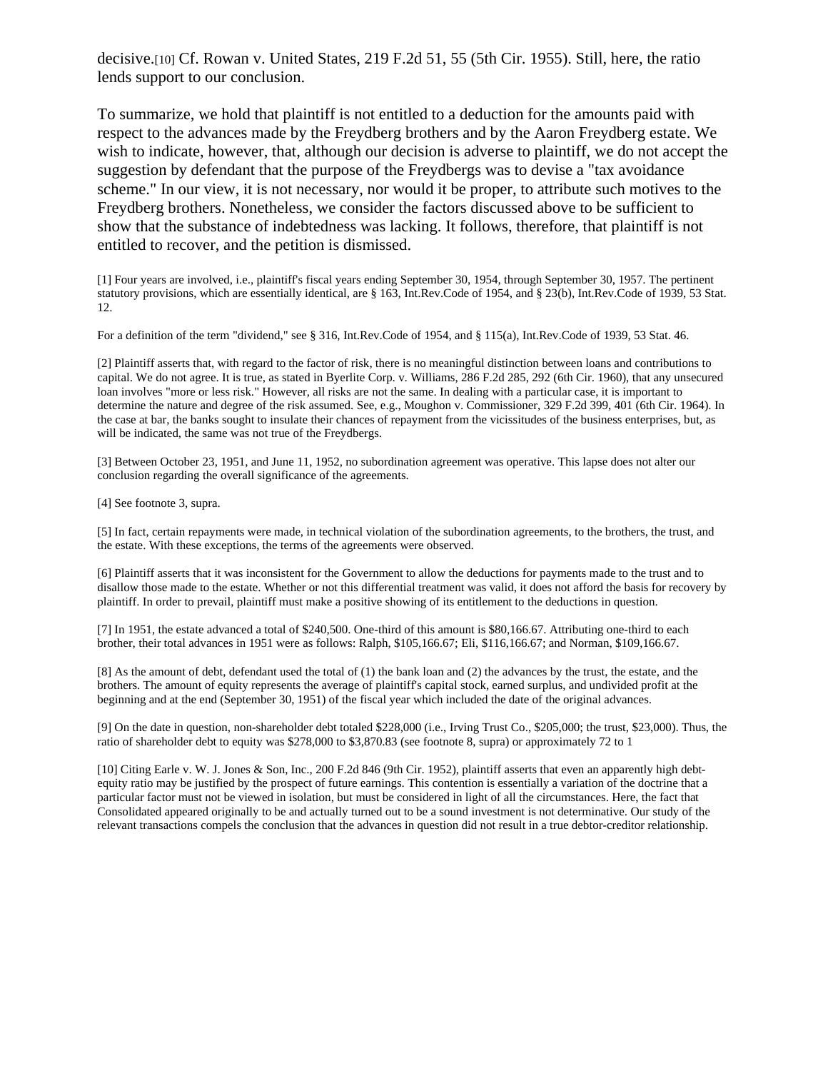decisive.[10] Cf. Rowan v. United States, 219 F.2d 51, 55 (5th Cir. 1955). Still, here, the ratio lends support to our conclusion.

To summarize, we hold that plaintiff is not entitled to a deduction for the amounts paid with respect to the advances made by the Freydberg brothers and by the Aaron Freydberg estate. We wish to indicate, however, that, although our decision is adverse to plaintiff, we do not accept the suggestion by defendant that the purpose of the Freydbergs was to devise a "tax avoidance scheme." In our view, it is not necessary, nor would it be proper, to attribute such motives to the Freydberg brothers. Nonetheless, we consider the factors discussed above to be sufficient to show that the substance of indebtedness was lacking. It follows, therefore, that plaintiff is not entitled to recover, and the petition is dismissed.

[1] Four years are involved, i.e., plaintiff's fiscal years ending September 30, 1954, through September 30, 1957. The pertinent statutory provisions, which are essentially identical, are § 163, Int.Rev.Code of 1954, and § 23(b), Int.Rev.Code of 1939, 53 Stat. 12.

For a definition of the term "dividend," see § 316, Int.Rev.Code of 1954, and § 115(a), Int.Rev.Code of 1939, 53 Stat. 46.

[2] Plaintiff asserts that, with regard to the factor of risk, there is no meaningful distinction between loans and contributions to capital. We do not agree. It is true, as stated in Byerlite Corp. v. Williams, 286 F.2d 285, 292 (6th Cir. 1960), that any unsecured loan involves "more or less risk." However, all risks are not the same. In dealing with a particular case, it is important to determine the nature and degree of the risk assumed. See, e.g., Moughon v. Commissioner, 329 F.2d 399, 401 (6th Cir. 1964). In the case at bar, the banks sought to insulate their chances of repayment from the vicissitudes of the business enterprises, but, as will be indicated, the same was not true of the Freydbergs.

[3] Between October 23, 1951, and June 11, 1952, no subordination agreement was operative. This lapse does not alter our conclusion regarding the overall significance of the agreements.

[4] See footnote 3, supra.

[5] In fact, certain repayments were made, in technical violation of the subordination agreements, to the brothers, the trust, and the estate. With these exceptions, the terms of the agreements were observed.

[6] Plaintiff asserts that it was inconsistent for the Government to allow the deductions for payments made to the trust and to disallow those made to the estate. Whether or not this differential treatment was valid, it does not afford the basis for recovery by plaintiff. In order to prevail, plaintiff must make a positive showing of its entitlement to the deductions in question.

[7] In 1951, the estate advanced a total of $240,500. One-third of this amount is $80,166.67. Attributing one-third to each brother, their total advances in 1951 were as follows: Ralph, $105,166.67; Eli, $116,166.67; and Norman, $109,166.67.

[8] As the amount of debt, defendant used the total of (1) the bank loan and (2) the advances by the trust, the estate, and the brothers. The amount of equity represents the average of plaintiff's capital stock, earned surplus, and undivided profit at the beginning and at the end (September 30, 1951) of the fiscal year which included the date of the original advances.

[9] On the date in question, non-shareholder debt totaled $228,000 (i.e., Irving Trust Co., $205,000; the trust, $23,000). Thus, the ratio of shareholder debt to equity was $278,000 to $3,870.83 (see footnote 8, supra) or approximately 72 to 1

[10] Citing Earle v. W. J. Jones & Son, Inc., 200 F.2d 846 (9th Cir. 1952), plaintiff asserts that even an apparently high debt-equity ratio may be justified by the prospect of future earnings. This contention is essentially a variation of the doctrine that a particular factor must not be viewed in isolation, but must be considered in light of all the circumstances. Here, the fact that Consolidated appeared originally to be and actually turned out to be a sound investment is not determinative. Our study of the relevant transactions compels the conclusion that the advances in question did not result in a true debtor-creditor relationship.